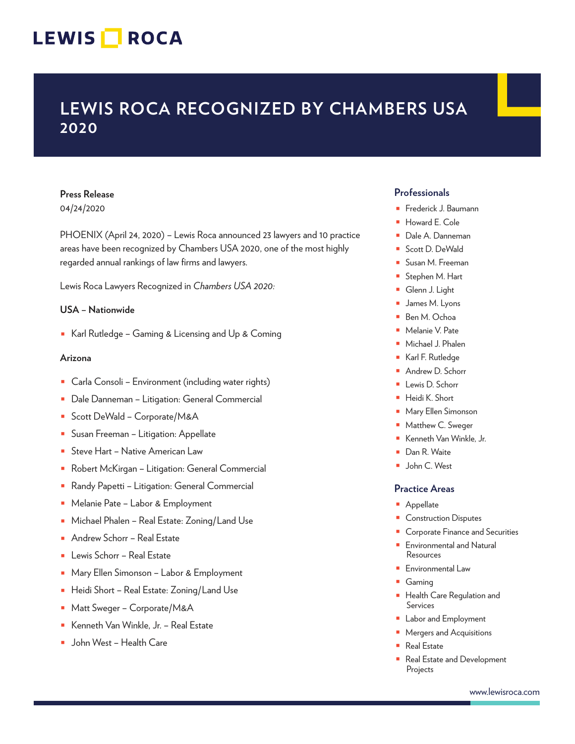LEWIS ROCA

# LEWIS ROCA RECOGNIZED BY CHAMBERS USA 2020

**Press Release**
04/24/2020

PHOENIX (April 24, 2020) – Lewis Roca announced 23 lawyers and 10 practice areas have been recognized by Chambers USA 2020, one of the most highly regarded annual rankings of law firms and lawyers.

Lewis Roca Lawyers Recognized in *Chambers USA 2020:*

**USA – Nationwide**

- Karl Rutledge – Gaming & Licensing and Up & Coming

**Arizona**

- Carla Consoli – Environment (including water rights)
- Dale Danneman – Litigation: General Commercial
- Scott DeWald – Corporate/M&A
- Susan Freeman – Litigation: Appellate
- Steve Hart – Native American Law
- Robert McKirgan – Litigation: General Commercial
- Randy Papetti – Litigation: General Commercial
- Melanie Pate – Labor & Employment
- Michael Phalen – Real Estate: Zoning/Land Use
- Andrew Schorr – Real Estate
- Lewis Schorr – Real Estate
- Mary Ellen Simonson – Labor & Employment
- Heidi Short – Real Estate: Zoning/Land Use
- Matt Sweger – Corporate/M&A
- Kenneth Van Winkle, Jr. – Real Estate
- John West – Health Care

## Professionals

- Frederick J. Baumann
- Howard E. Cole
- Dale A. Danneman
- Scott D. DeWald
- Susan M. Freeman
- Stephen M. Hart
- Glenn J. Light
- James M. Lyons
- Ben M. Ochoa
- Melanie V. Pate
- Michael J. Phalen
- Karl F. Rutledge
- Andrew D. Schorr
- Lewis D. Schorr
- Heidi K. Short
- Mary Ellen Simonson
- Matthew C. Sweger
- Kenneth Van Winkle, Jr.
- Dan R. Waite
- John C. West

## Practice Areas

- Appellate
- Construction Disputes
- Corporate Finance and Securities
- Environmental and Natural Resources
- Environmental Law
- Gaming
- Health Care Regulation and Services
- Labor and Employment
- Mergers and Acquisitions
- Real Estate
- Real Estate and Development Projects

www.lewisroca.com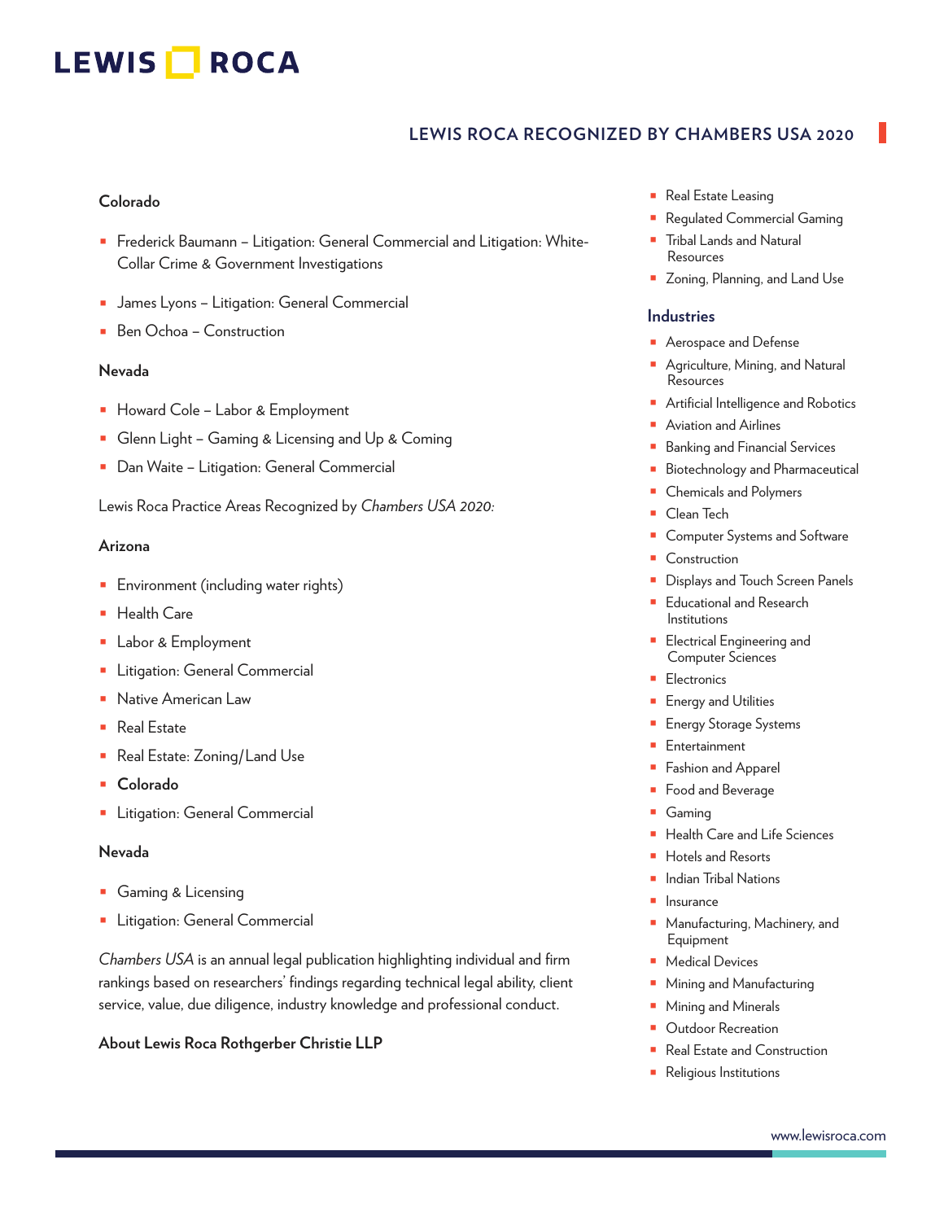## Colorado

- Frederick Baumann – Litigation: General Commercial and Litigation: White-Collar Crime & Government Investigations
- James Lyons – Litigation: General Commercial
- Ben Ochoa – Construction

## Nevada

- Howard Cole – Labor & Employment
- Glenn Light – Gaming & Licensing and Up & Coming
- Dan Waite – Litigation: General Commercial

Lewis Roca Practice Areas Recognized by *Chambers USA 2020:*

## Arizona

- Environment (including water rights)
- Health Care
- Labor & Employment
- Litigation: General Commercial
- Native American Law
- Real Estate
- Real Estate: Zoning/Land Use
- **Colorado**
- Litigation: General Commercial

## Nevada

- Gaming & Licensing
- Litigation: General Commercial

*Chambers USA* is an annual legal publication highlighting individual and firm rankings based on researchers' findings regarding technical legal ability, client service, value, due diligence, industry knowledge and professional conduct.

**About Lewis Roca Rothgerber Christie LLP**

- Real Estate Leasing
- Regulated Commercial Gaming
- Tribal Lands and Natural Resources
- Zoning, Planning, and Land Use

## Industries

- Aerospace and Defense
- Agriculture, Mining, and Natural Resources
- Artificial Intelligence and Robotics
- Aviation and Airlines
- Banking and Financial Services
- Biotechnology and Pharmaceutical
- Chemicals and Polymers
- Clean Tech
- Computer Systems and Software
- Construction
- Displays and Touch Screen Panels
- Educational and Research Institutions
- Electrical Engineering and Computer Sciences
- Electronics
- Energy and Utilities
- Energy Storage Systems
- Entertainment
- Fashion and Apparel
- Food and Beverage
- Gaming
- Health Care and Life Sciences
- Hotels and Resorts
- Indian Tribal Nations
- Insurance
- Manufacturing, Machinery, and Equipment
- Medical Devices
- Mining and Manufacturing
- Mining and Minerals
- Outdoor Recreation
- Real Estate and Construction
- Religious Institutions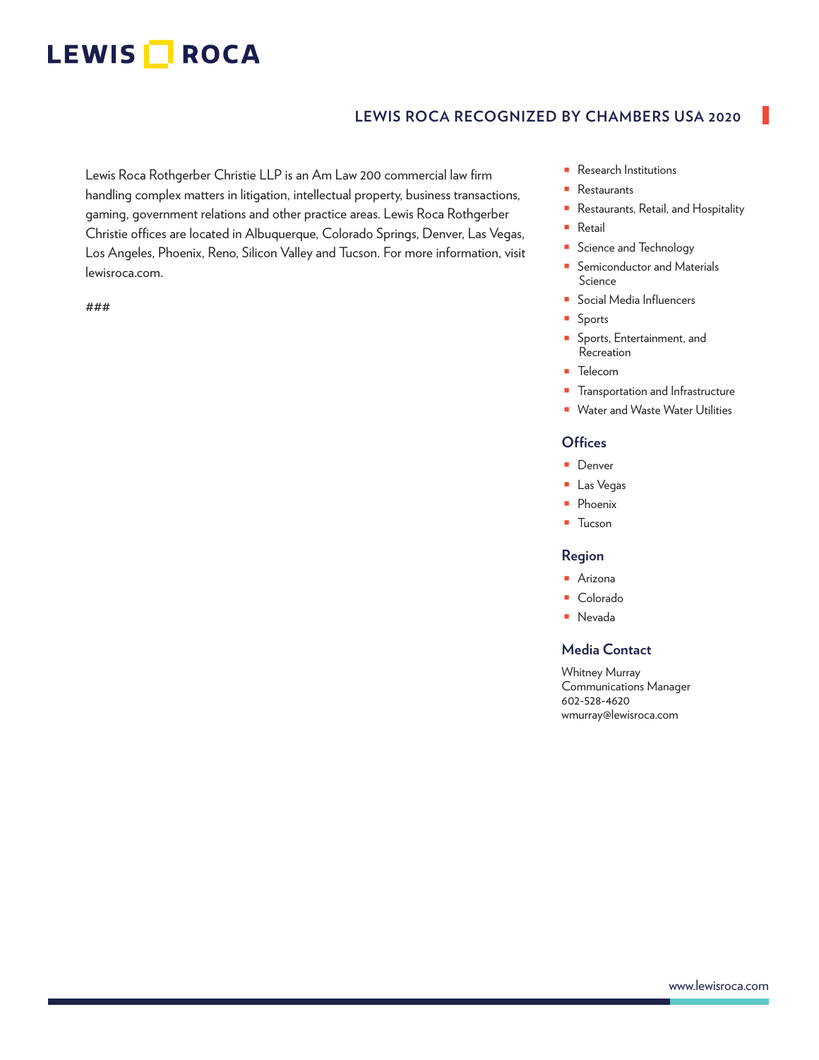Lewis Roca Rothgerber Christie LLP is an Am Law 200 commercial law firm handling complex matters in litigation, intellectual property, business transactions, gaming, government relations and other practice areas. Lewis Roca Rothgerber Christie offices are located in Albuquerque, Colorado Springs, Denver, Las Vegas, Los Angeles, Phoenix, Reno, Silicon Valley and Tucson. For more information, visit lewisroca.com.

###

- Research Institutions
- Restaurants
- Restaurants, Retail, and Hospitality
- Retail
- Science and Technology
- Semiconductor and Materials Science
- Social Media Influencers
- Sports
- Sports, Entertainment, and Recreation
- Telecom
- Transportation and Infrastructure
- Water and Waste Water Utilities

## Offices

- Denver
- Las Vegas
- Phoenix
- Tucson

## Region

- Arizona
- Colorado
- Nevada

## Media Contact

Whitney Murray
Communications Manager
602-528-4620
wmurray@lewisroca.com